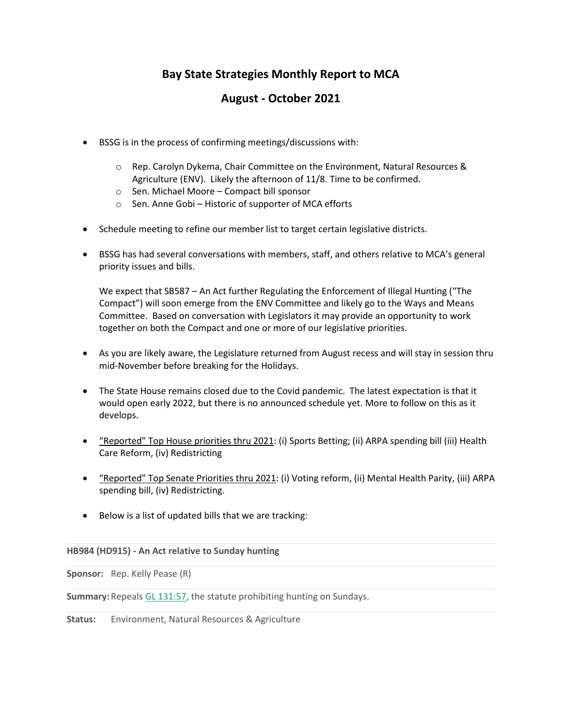# Bay State Strategies Monthly Report to MCA

## August - October 2021

- BSSG is in the process of confirming meetings/discussions with:
  - Rep. Carolyn Dykema, Chair Committee on the Environment, Natural Resources & Agriculture (ENV). Likely the afternoon of 11/8. Time to be confirmed.
  - Sen. Michael Moore – Compact bill sponsor
  - Sen. Anne Gobi – Historic of supporter of MCA efforts

- Schedule meeting to refine our member list to target certain legislative districts.

- BSSG has had several conversations with members, staff, and others relative to MCA's general priority issues and bills.

  We expect that SB587 – An Act further Regulating the Enforcement of Illegal Hunting ("The Compact") will soon emerge from the ENV Committee and likely go to the Ways and Means Committee. Based on conversation with Legislators it may provide an opportunity to work together on both the Compact and one or more of our legislative priorities.

- As you are likely aware, the Legislature returned from August recess and will stay in session thru mid-November before breaking for the Holidays.

- The State House remains closed due to the Covid pandemic. The latest expectation is that it would open early 2022, but there is no announced schedule yet. More to follow on this as it develops.

- "Reported" Top House priorities thru 2021: (i) Sports Betting; (ii) ARPA spending bill (iii) Health Care Reform, (iv) Redistricting

- "Reported" Top Senate Priorities thru 2021: (i) Voting reform, (ii) Mental Health Parity, (iii) ARPA spending bill, (iv) Redistricting.

- Below is a list of updated bills that we are tracking:

**HB984 (HD915) - An Act relative to Sunday hunting**

| | |
|---|---|
| **Sponsor:** | Rep. Kelly Pease (R) |
| **Summary:** | Repeals GL 131:57, the statute prohibiting hunting on Sundays. |
| **Status:** | Environment, Natural Resources & Agriculture |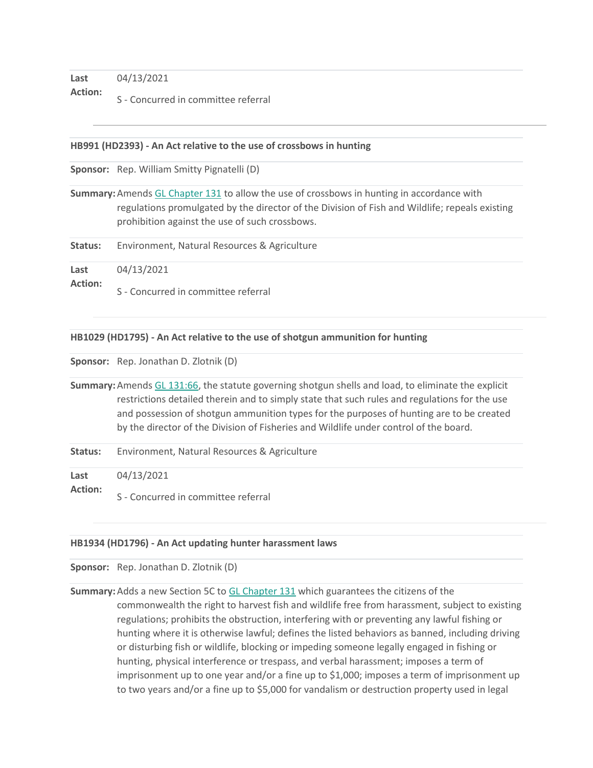**Last Action:** 04/13/2021

S - Concurred in committee referral

---

**HB991 (HD2393) - An Act relative to the use of crossbows in hunting**

**Sponsor:** Rep. William Smitty Pignatelli (D)

**Summary:** Amends GL Chapter 131 to allow the use of crossbows in hunting in accordance with regulations promulgated by the director of the Division of Fish and Wildlife; repeals existing prohibition against the use of such crossbows.

**Status:** Environment, Natural Resources & Agriculture

**Last Action:** 04/13/2021

S - Concurred in committee referral

---

**HB1029 (HD1795) - An Act relative to the use of shotgun ammunition for hunting**

**Sponsor:** Rep. Jonathan D. Zlotnik (D)

**Summary:** Amends GL 131:66, the statute governing shotgun shells and load, to eliminate the explicit restrictions detailed therein and to simply state that such rules and regulations for the use and possession of shotgun ammunition types for the purposes of hunting are to be created by the director of the Division of Fisheries and Wildlife under control of the board.

**Status:** Environment, Natural Resources & Agriculture

**Last Action:** 04/13/2021

S - Concurred in committee referral

---

**HB1934 (HD1796) - An Act updating hunter harassment laws**

**Sponsor:** Rep. Jonathan D. Zlotnik (D)

**Summary:** Adds a new Section 5C to GL Chapter 131 which guarantees the citizens of the commonwealth the right to harvest fish and wildlife free from harassment, subject to existing regulations; prohibits the obstruction, interfering with or preventing any lawful fishing or hunting where it is otherwise lawful; defines the listed behaviors as banned, including driving or disturbing fish or wildlife, blocking or impeding someone legally engaged in fishing or hunting, physical interference or trespass, and verbal harassment; imposes a term of imprisonment up to one year and/or a fine up to $1,000; imposes a term of imprisonment up to two years and/or a fine up to $5,000 for vandalism or destruction property used in legal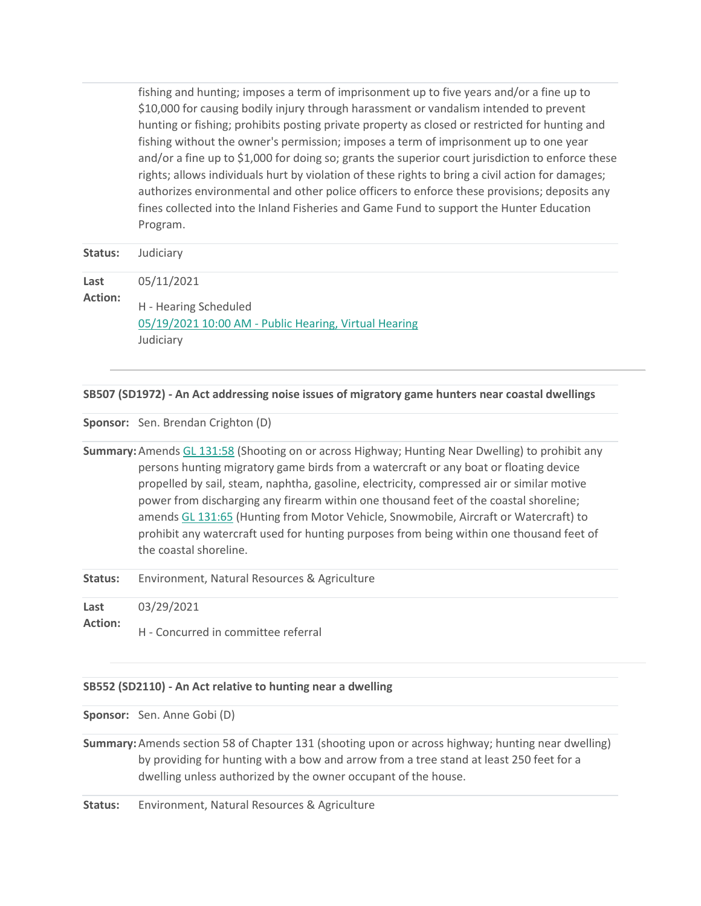fishing and hunting; imposes a term of imprisonment up to five years and/or a fine up to $10,000 for causing bodily injury through harassment or vandalism intended to prevent hunting or fishing; prohibits posting private property as closed or restricted for hunting and fishing without the owner's permission; imposes a term of imprisonment up to one year and/or a fine up to $1,000 for doing so; grants the superior court jurisdiction to enforce these rights; allows individuals hurt by violation of these rights to bring a civil action for damages; authorizes environmental and other police officers to enforce these provisions; deposits any fines collected into the Inland Fisheries and Game Fund to support the Hunter Education Program.

**Status:** Judiciary

**Last Action:** 05/11/2021

H - Hearing Scheduled
[05/19/2021 10:00 AM - Public Hearing, Virtual Hearing]
Judiciary

---

**SB507 (SD1972) - An Act addressing noise issues of migratory game hunters near coastal dwellings**

**Sponsor:** Sen. Brendan Crighton (D)

**Summary:** Amends [GL 131:58] (Shooting on or across Highway; Hunting Near Dwelling) to prohibit any persons hunting migratory game birds from a watercraft or any boat or floating device propelled by sail, steam, naphtha, gasoline, electricity, compressed air or similar motive power from discharging any firearm within one thousand feet of the coastal shoreline; amends [GL 131:65] (Hunting from Motor Vehicle, Snowmobile, Aircraft or Watercraft) to prohibit any watercraft used for hunting purposes from being within one thousand feet of the coastal shoreline.

**Status:** Environment, Natural Resources & Agriculture

**Last Action:** 03/29/2021

H - Concurred in committee referral

---

**SB552 (SD2110) - An Act relative to hunting near a dwelling**

**Sponsor:** Sen. Anne Gobi (D)

**Summary:** Amends section 58 of Chapter 131 (shooting upon or across highway; hunting near dwelling) by providing for hunting with a bow and arrow from a tree stand at least 250 feet for a dwelling unless authorized by the owner occupant of the house.

**Status:** Environment, Natural Resources & Agriculture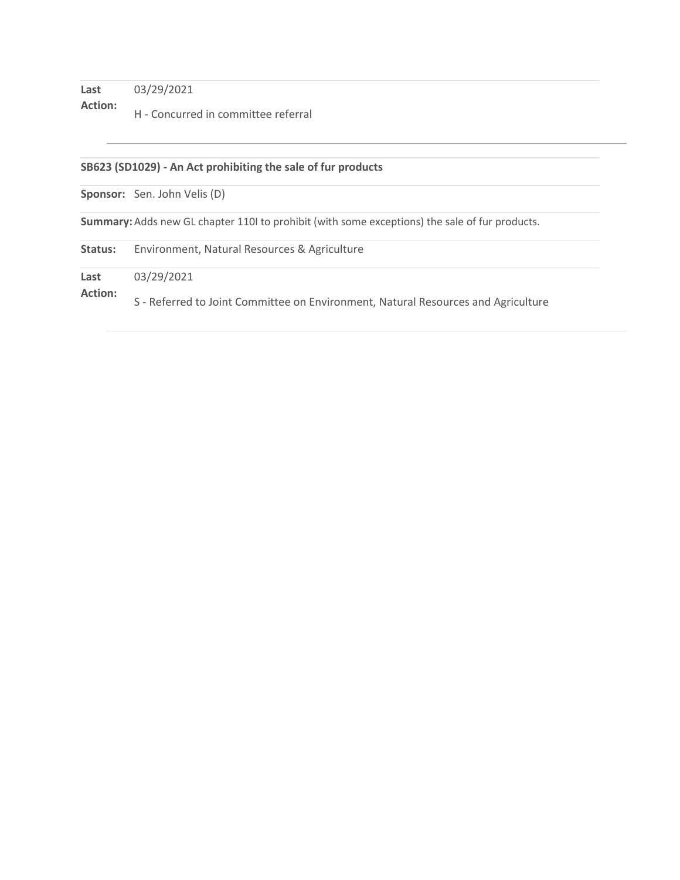**Last Action:** 03/29/2021

H - Concurred in committee referral

---

**SB623 (SD1029) - An Act prohibiting the sale of fur products**

**Sponsor:** Sen. John Velis (D)

**Summary:** Adds new GL chapter 110I to prohibit (with some exceptions) the sale of fur products.

**Status:** Environment, Natural Resources & Agriculture

**Last Action:** 03/29/2021

S - Referred to Joint Committee on Environment, Natural Resources and Agriculture

---